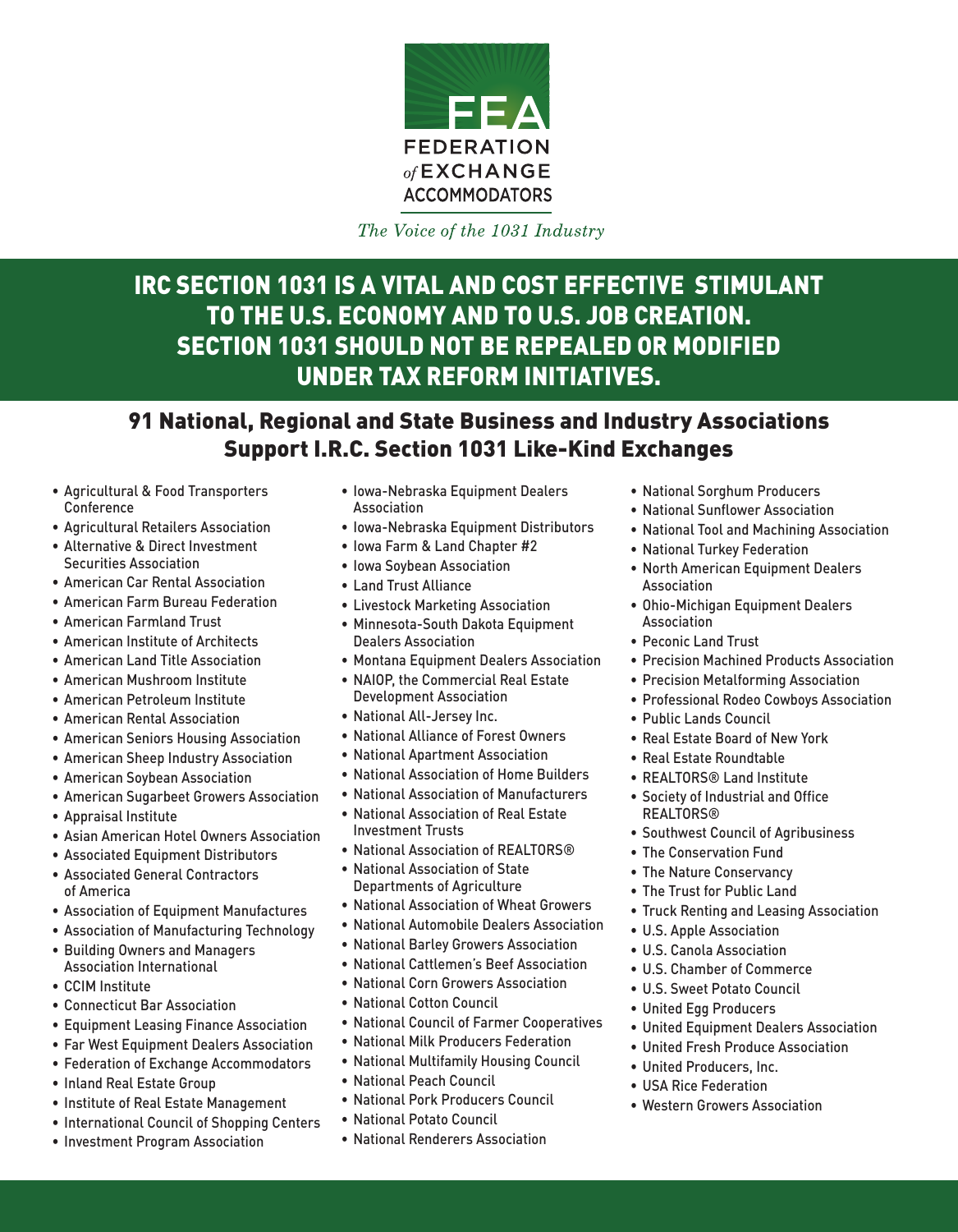FEA

FEDERATION *of* EXCHANGE ACCOMMODATORS

*The Voice of the 1031 Industry*

# IRC SECTION 1031 IS A VITAL AND COST EFFECTIVE STIMULANT TO THE U.S. ECONOMY AND TO U.S. JOB CREATION. SECTION 1031 SHOULD NOT BE REPEALED OR MODIFIED UNDER TAX REFORM INITIATIVES.

## 91 National, Regional and State Business and Industry Associations Support I.R.C. Section 1031 Like-Kind Exchanges

- Agricultural & Food Transporters Conference
- Agricultural Retailers Association
- Alternative & Direct Investment Securities Association
- American Car Rental Association
- American Farm Bureau Federation
- American Farmland Trust
- American Institute of Architects
- American Land Title Association
- American Mushroom Institute
- American Petroleum Institute
- American Rental Association
- American Seniors Housing Association
- American Sheep Industry Association
- American Soybean Association
- American Sugarbeet Growers Association
- Appraisal Institute
- Asian American Hotel Owners Association
- Associated Equipment Distributors
- Associated General Contractors of America
- Association of Equipment Manufactures
- Association of Manufacturing Technology
- Building Owners and Managers Association International
- CCIM Institute
- Connecticut Bar Association
- Equipment Leasing Finance Association
- Far West Equipment Dealers Association
- Federation of Exchange Accommodators
- Inland Real Estate Group
- Institute of Real Estate Management
- International Council of Shopping Centers
- Investment Program Association
- Iowa-Nebraska Equipment Dealers Association
- Iowa-Nebraska Equipment Distributors
- Iowa Farm & Land Chapter #2
- Iowa Soybean Association
- Land Trust Alliance
- Livestock Marketing Association
- Minnesota-South Dakota Equipment Dealers Association
- Montana Equipment Dealers Association
- NAIOP, the Commercial Real Estate Development Association
- National All-Jersey Inc.
- National Alliance of Forest Owners
- National Apartment Association
- National Association of Home Builders
- National Association of Manufacturers
- National Association of Real Estate Investment Trusts
- National Association of REALTORS®
- National Association of State Departments of Agriculture
- National Association of Wheat Growers
- National Automobile Dealers Association
- National Barley Growers Association
- National Cattlemen's Beef Association
- National Corn Growers Association
- National Cotton Council
- National Council of Farmer Cooperatives
- National Milk Producers Federation
- National Multifamily Housing Council
- National Peach Council
- National Pork Producers Council
- National Potato Council
- National Renderers Association
- National Sorghum Producers
- National Sunflower Association
- National Tool and Machining Association
- National Turkey Federation
- North American Equipment Dealers Association
- Ohio-Michigan Equipment Dealers Association
- Peconic Land Trust
- Precision Machined Products Association
- Precision Metalforming Association
- Professional Rodeo Cowboys Association
- Public Lands Council
- Real Estate Board of New York
- Real Estate Roundtable
- REALTORS® Land Institute
- Society of Industrial and Office REALTORS®
- Southwest Council of Agribusiness
- The Conservation Fund
- The Nature Conservancy
- The Trust for Public Land
- Truck Renting and Leasing Association
- U.S. Apple Association
- U.S. Canola Association
- U.S. Chamber of Commerce
- U.S. Sweet Potato Council
- United Egg Producers
- United Equipment Dealers Association
- United Fresh Produce Association
- United Producers, Inc.
- USA Rice Federation
- Western Growers Association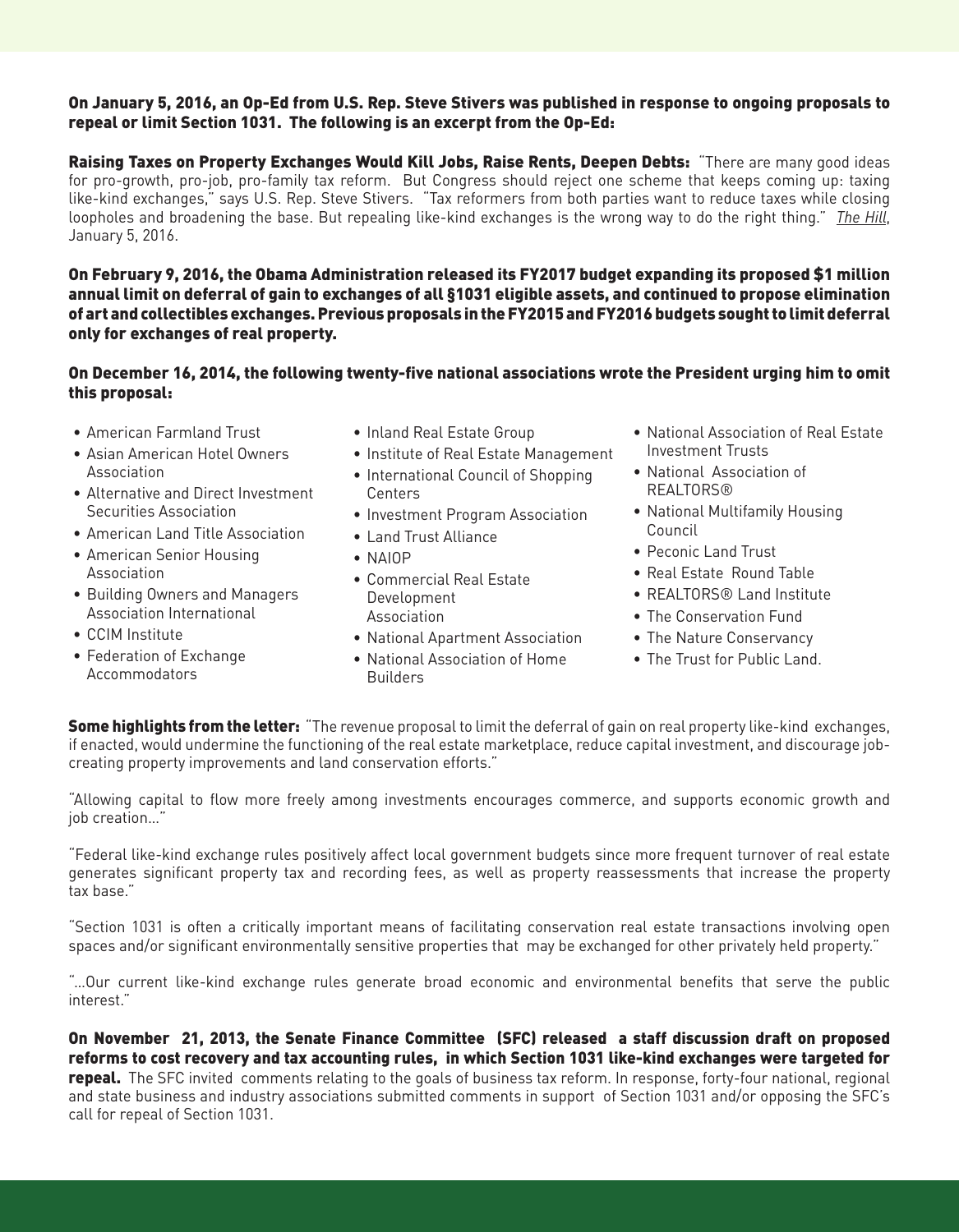**On January 5, 2016, an Op-Ed from U.S. Rep. Steve Stivers was published in response to ongoing proposals to repeal or limit Section 1031. The following is an excerpt from the Op-Ed:**

**Raising Taxes on Property Exchanges Would Kill Jobs, Raise Rents, Deepen Debts:** "There are many good ideas for pro-growth, pro-job, pro-family tax reform. But Congress should reject one scheme that keeps coming up: taxing like-kind exchanges," says U.S. Rep. Steve Stivers. "Tax reformers from both parties want to reduce taxes while closing loopholes and broadening the base. But repealing like-kind exchanges is the wrong way to do the right thing." *The Hill*, January 5, 2016.

**On February 9, 2016, the Obama Administration released its FY2017 budget expanding its proposed $1 million annual limit on deferral of gain to exchanges of all §1031 eligible assets, and continued to propose elimination of art and collectibles exchanges. Previous proposals in the FY2015 and FY2016 budgets sought to limit deferral only for exchanges of real property.**

**On December 16, 2014, the following twenty-five national associations wrote the President urging him to omit this proposal:**

- American Farmland Trust
- Asian American Hotel Owners Association
- Alternative and Direct Investment Securities Association
- American Land Title Association
- American Senior Housing Association
- Building Owners and Managers Association International
- CCIM Institute
- Federation of Exchange Accommodators
- Inland Real Estate Group
- Institute of Real Estate Management
- International Council of Shopping Centers
- Investment Program Association
- Land Trust Alliance
- NAIOP
- Commercial Real Estate Development Association
- National Apartment Association
- National Association of Home Builders
- National Association of Real Estate Investment Trusts
- National Association of REALTORS®
- National Multifamily Housing Council
- Peconic Land Trust
- Real Estate Round Table
- REALTORS® Land Institute
- The Conservation Fund
- The Nature Conservancy
- The Trust for Public Land.

**Some highlights from the letter:** "The revenue proposal to limit the deferral of gain on real property like-kind exchanges, if enacted, would undermine the functioning of the real estate marketplace, reduce capital investment, and discourage job-creating property improvements and land conservation efforts."

"Allowing capital to flow more freely among investments encourages commerce, and supports economic growth and job creation..."

"Federal like-kind exchange rules positively affect local government budgets since more frequent turnover of real estate generates significant property tax and recording fees, as well as property reassessments that increase the property tax base."

"Section 1031 is often a critically important means of facilitating conservation real estate transactions involving open spaces and/or significant environmentally sensitive properties that may be exchanged for other privately held property."

"...Our current like-kind exchange rules generate broad economic and environmental benefits that serve the public interest."

**On November 21, 2013, the Senate Finance Committee (SFC) released a staff discussion draft on proposed reforms to cost recovery and tax accounting rules, in which Section 1031 like-kind exchanges were targeted for repeal.** The SFC invited comments relating to the goals of business tax reform. In response, forty-four national, regional and state business and industry associations submitted comments in support of Section 1031 and/or opposing the SFC's call for repeal of Section 1031.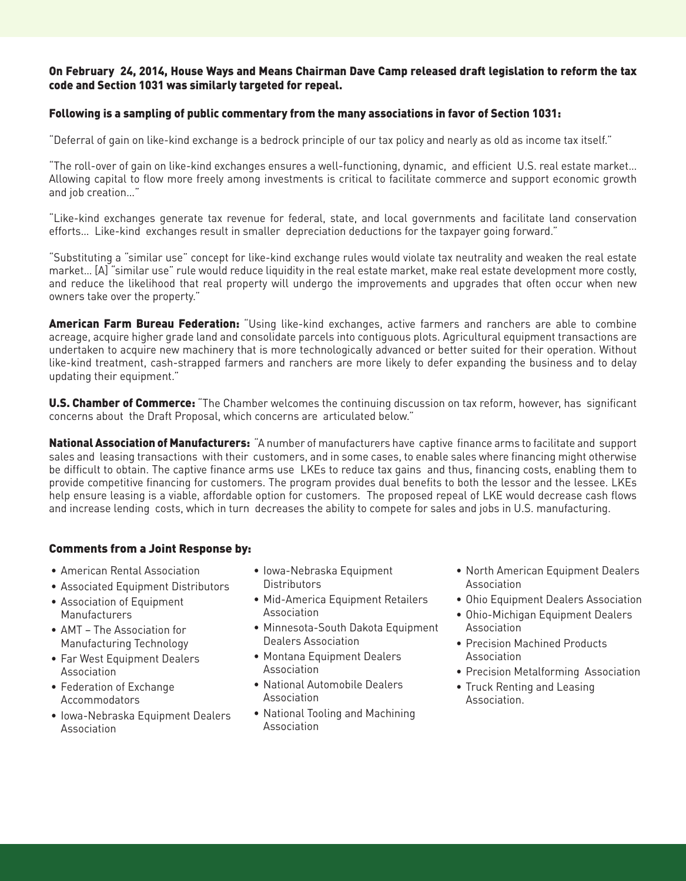**On February 24, 2014, House Ways and Means Chairman Dave Camp released draft legislation to reform the tax code and Section 1031 was similarly targeted for repeal.**

**Following is a sampling of public commentary from the many associations in favor of Section 1031:**

"Deferral of gain on like-kind exchange is a bedrock principle of our tax policy and nearly as old as income tax itself."

"The roll-over of gain on like-kind exchanges ensures a well-functioning, dynamic, and efficient U.S. real estate market... Allowing capital to flow more freely among investments is critical to facilitate commerce and support economic growth and job creation..."

"Like-kind exchanges generate tax revenue for federal, state, and local governments and facilitate land conservation efforts... Like-kind exchanges result in smaller depreciation deductions for the taxpayer going forward."

"Substituting a "similar use" concept for like-kind exchange rules would violate tax neutrality and weaken the real estate market... [A] "similar use" rule would reduce liquidity in the real estate market, make real estate development more costly, and reduce the likelihood that real property will undergo the improvements and upgrades that often occur when new owners take over the property."

**American Farm Bureau Federation:** "Using like-kind exchanges, active farmers and ranchers are able to combine acreage, acquire higher grade land and consolidate parcels into contiguous plots. Agricultural equipment transactions are undertaken to acquire new machinery that is more technologically advanced or better suited for their operation. Without like-kind treatment, cash-strapped farmers and ranchers are more likely to defer expanding the business and to delay updating their equipment."

**U.S. Chamber of Commerce:** "The Chamber welcomes the continuing discussion on tax reform, however, has significant concerns about the Draft Proposal, which concerns are articulated below."

**National Association of Manufacturers:** "A number of manufacturers have captive finance arms to facilitate and support sales and leasing transactions with their customers, and in some cases, to enable sales where financing might otherwise be difficult to obtain. The captive finance arms use LKEs to reduce tax gains and thus, financing costs, enabling them to provide competitive financing for customers. The program provides dual benefits to both the lessor and the lessee. LKEs help ensure leasing is a viable, affordable option for customers. The proposed repeal of LKE would decrease cash flows and increase lending costs, which in turn decreases the ability to compete for sales and jobs in U.S. manufacturing.

**Comments from a Joint Response by:**

- American Rental Association
- Associated Equipment Distributors
- Association of Equipment Manufacturers
- AMT – The Association for Manufacturing Technology
- Far West Equipment Dealers Association
- Federation of Exchange Accommodators
- Iowa-Nebraska Equipment Dealers Association
- Iowa-Nebraska Equipment Distributors
- Mid-America Equipment Retailers Association
- Minnesota-South Dakota Equipment Dealers Association
- Montana Equipment Dealers Association
- National Automobile Dealers Association
- National Tooling and Machining Association
- North American Equipment Dealers Association
- Ohio Equipment Dealers Association
- Ohio-Michigan Equipment Dealers Association
- Precision Machined Products Association
- Precision Metalforming Association
- Truck Renting and Leasing Association.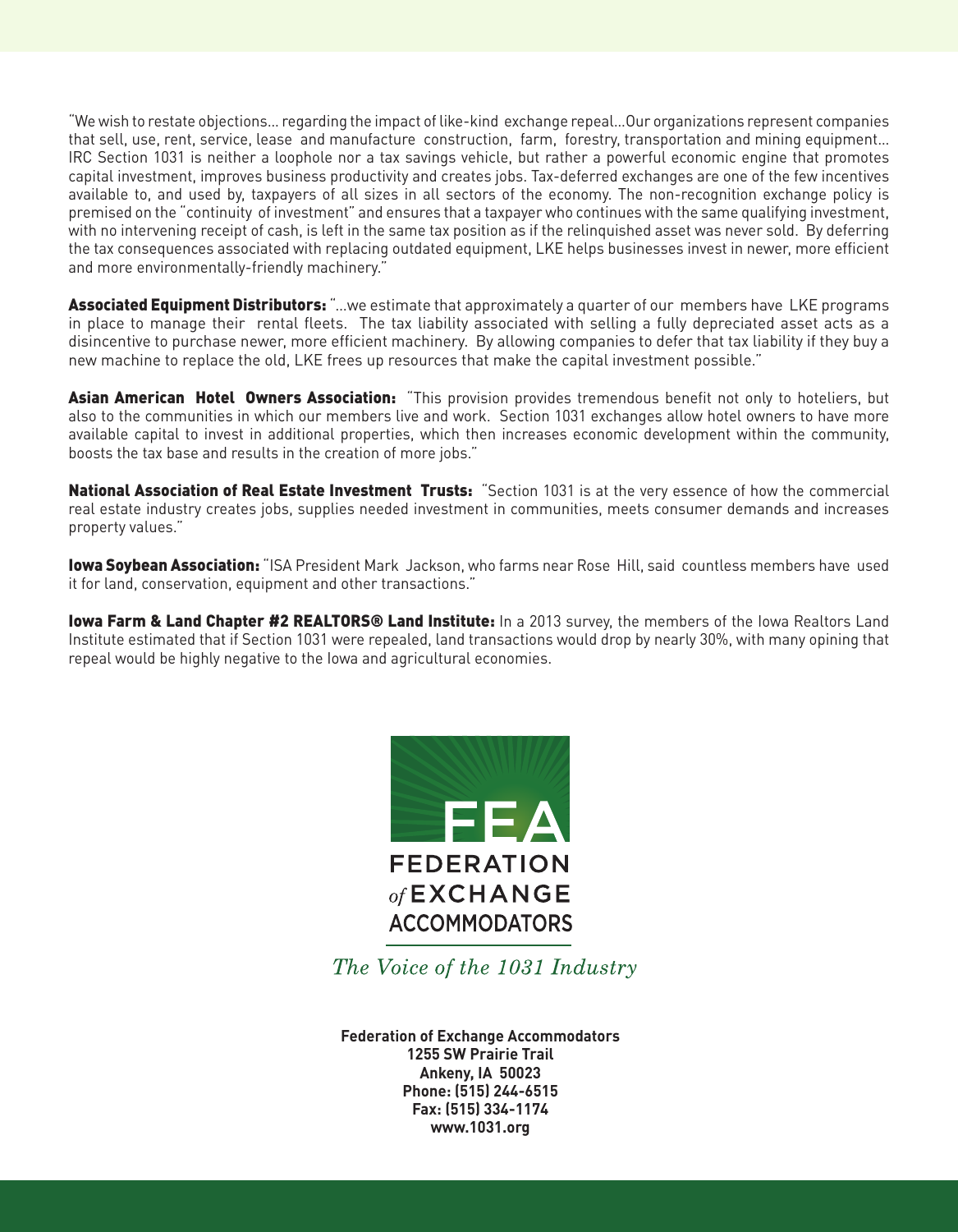"We wish to restate objections... regarding the impact of like-kind exchange repeal...Our organizations represent companies that sell, use, rent, service, lease and manufacture construction, farm, forestry, transportation and mining equipment... IRC Section 1031 is neither a loophole nor a tax savings vehicle, but rather a powerful economic engine that promotes capital investment, improves business productivity and creates jobs. Tax-deferred exchanges are one of the few incentives available to, and used by, taxpayers of all sizes in all sectors of the economy. The non-recognition exchange policy is premised on the "continuity of investment" and ensures that a taxpayer who continues with the same qualifying investment, with no intervening receipt of cash, is left in the same tax position as if the relinquished asset was never sold. By deferring the tax consequences associated with replacing outdated equipment, LKE helps businesses invest in newer, more efficient and more environmentally-friendly machinery."

**Associated Equipment Distributors:** "...we estimate that approximately a quarter of our members have LKE programs in place to manage their rental fleets. The tax liability associated with selling a fully depreciated asset acts as a disincentive to purchase newer, more efficient machinery. By allowing companies to defer that tax liability if they buy a new machine to replace the old, LKE frees up resources that make the capital investment possible."

**Asian American Hotel Owners Association:** "This provision provides tremendous benefit not only to hoteliers, but also to the communities in which our members live and work. Section 1031 exchanges allow hotel owners to have more available capital to invest in additional properties, which then increases economic development within the community, boosts the tax base and results in the creation of more jobs."

**National Association of Real Estate Investment Trusts:** "Section 1031 is at the very essence of how the commercial real estate industry creates jobs, supplies needed investment in communities, meets consumer demands and increases property values."

**Iowa Soybean Association:** "ISA President Mark Jackson, who farms near Rose Hill, said countless members have used it for land, conservation, equipment and other transactions."

**Iowa Farm & Land Chapter #2 REALTORS® Land Institute:** In a 2013 survey, the members of the Iowa Realtors Land Institute estimated that if Section 1031 were repealed, land transactions would drop by nearly 30%, with many opining that repeal would be highly negative to the Iowa and agricultural economies.

FEA

FEDERATION *of* EXCHANGE ACCOMMODATORS

*The Voice of the 1031 Industry*

**Federation of Exchange Accommodators**
**1255 SW Prairie Trail**
**Ankeny, IA 50023**
**Phone: (515) 244-6515**
**Fax: (515) 334-1174**
**www.1031.org**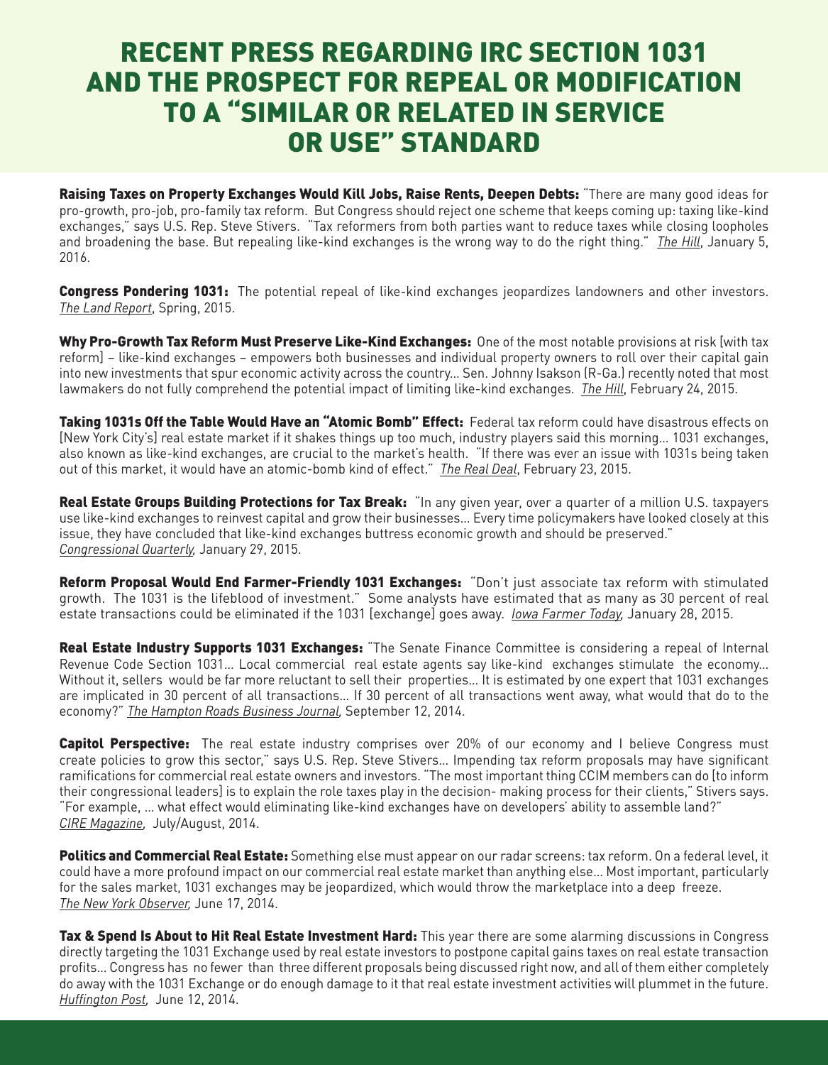# RECENT PRESS REGARDING IRC SECTION 1031 AND THE PROSPECT FOR REPEAL OR MODIFICATION TO A "SIMILAR OR RELATED IN SERVICE OR USE" STANDARD

**Raising Taxes on Property Exchanges Would Kill Jobs, Raise Rents, Deepen Debts:** "There are many good ideas for pro-growth, pro-job, pro-family tax reform. But Congress should reject one scheme that keeps coming up: taxing like-kind exchanges," says U.S. Rep. Steve Stivers. "Tax reformers from both parties want to reduce taxes while closing loopholes and broadening the base. But repealing like-kind exchanges is the wrong way to do the right thing." *The Hill*, January 5, 2016.

**Congress Pondering 1031:** The potential repeal of like-kind exchanges jeopardizes landowners and other investors. *The Land Report*, Spring, 2015.

**Why Pro-Growth Tax Reform Must Preserve Like-Kind Exchanges:** One of the most notable provisions at risk [with tax reform] – like-kind exchanges – empowers both businesses and individual property owners to roll over their capital gain into new investments that spur economic activity across the country… Sen. Johnny Isakson (R-Ga.) recently noted that most lawmakers do not fully comprehend the potential impact of limiting like-kind exchanges. *The Hill*, February 24, 2015.

**Taking 1031s Off the Table Would Have an "Atomic Bomb" Effect:** Federal tax reform could have disastrous effects on [New York City's] real estate market if it shakes things up too much, industry players said this morning… 1031 exchanges, also known as like-kind exchanges, are crucial to the market's health. "If there was ever an issue with 1031s being taken out of this market, it would have an atomic-bomb kind of effect." *The Real Deal*, February 23, 2015.

**Real Estate Groups Building Protections for Tax Break:** "In any given year, over a quarter of a million U.S. taxpayers use like-kind exchanges to reinvest capital and grow their businesses… Every time policymakers have looked closely at this issue, they have concluded that like-kind exchanges buttress economic growth and should be preserved." *Congressional Quarterly,* January 29, 2015.

**Reform Proposal Would End Farmer-Friendly 1031 Exchanges:** "Don't just associate tax reform with stimulated growth. The 1031 is the lifeblood of investment." Some analysts have estimated that as many as 30 percent of real estate transactions could be eliminated if the 1031 [exchange] goes away. *Iowa Farmer Today,* January 28, 2015.

**Real Estate Industry Supports 1031 Exchanges:** "The Senate Finance Committee is considering a repeal of Internal Revenue Code Section 1031… Local commercial real estate agents say like-kind exchanges stimulate the economy… Without it, sellers would be far more reluctant to sell their properties… It is estimated by one expert that 1031 exchanges are implicated in 30 percent of all transactions… If 30 percent of all transactions went away, what would that do to the economy?" *The Hampton Roads Business Journal,* September 12, 2014.

**Capitol Perspective:** The real estate industry comprises over 20% of our economy and I believe Congress must create policies to grow this sector," says U.S. Rep. Steve Stivers… Impending tax reform proposals may have significant ramifications for commercial real estate owners and investors. "The most important thing CCIM members can do [to inform their congressional leaders] is to explain the role taxes play in the decision- making process for their clients," Stivers says. "For example, … what effect would eliminating like-kind exchanges have on developers' ability to assemble land?" *CIRE Magazine,* July/August, 2014.

**Politics and Commercial Real Estate:** Something else must appear on our radar screens: tax reform. On a federal level, it could have a more profound impact on our commercial real estate market than anything else… Most important, particularly for the sales market, 1031 exchanges may be jeopardized, which would throw the marketplace into a deep freeze. *The New York Observer,* June 17, 2014.

**Tax & Spend Is About to Hit Real Estate Investment Hard:** This year there are some alarming discussions in Congress directly targeting the 1031 Exchange used by real estate investors to postpone capital gains taxes on real estate transaction profits… Congress has no fewer than three different proposals being discussed right now, and all of them either completely do away with the 1031 Exchange or do enough damage to it that real estate investment activities will plummet in the future. *Huffington Post,* June 12, 2014.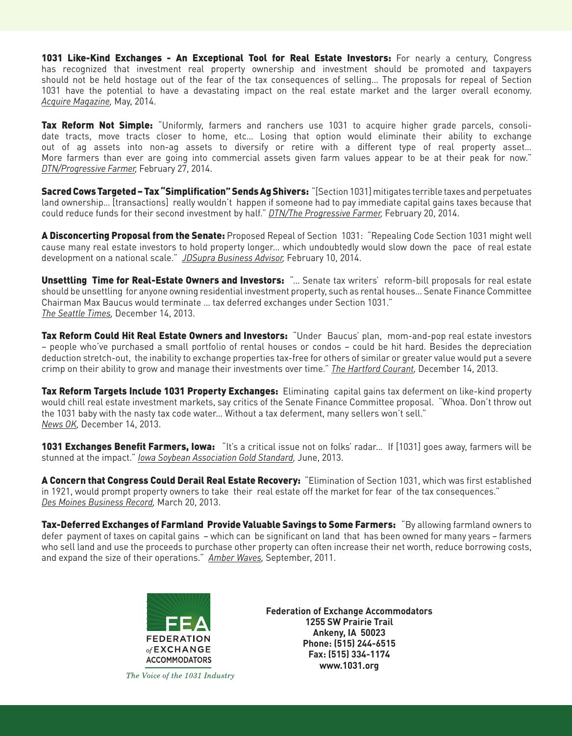**1031 Like-Kind Exchanges - An Exceptional Tool for Real Estate Investors:** For nearly a century, Congress has recognized that investment real property ownership and investment should be promoted and taxpayers should not be held hostage out of the fear of the tax consequences of selling... The proposals for repeal of Section 1031 have the potential to have a devastating impact on the real estate market and the larger overall economy. *Acquire Magazine,* May, 2014.

**Tax Reform Not Simple:** "Uniformly, farmers and ranchers use 1031 to acquire higher grade parcels, consolidate tracts, move tracts closer to home, etc... Losing that option would eliminate their ability to exchange out of ag assets into non-ag assets to diversify or retire with a different type of real property asset... More farmers than ever are going into commercial assets given farm values appear to be at their peak for now." *DTN/Progressive Farmer,* February 27, 2014.

**Sacred Cows Targeted – Tax "Simplification" Sends Ag Shivers:** "[Section 1031] mitigates terrible taxes and perpetuates land ownership... [transactions] really wouldn't happen if someone had to pay immediate capital gains taxes because that could reduce funds for their second investment by half." *DTN/The Progressive Farmer,* February 20, 2014.

**A Disconcerting Proposal from the Senate:** Proposed Repeal of Section 1031: "Repealing Code Section 1031 might well cause many real estate investors to hold property longer... which undoubtedly would slow down the pace of real estate development on a national scale." *JDSupra Business Advisor,* February 10, 2014.

**Unsettling Time for Real-Estate Owners and Investors:** "... Senate tax writers' reform-bill proposals for real estate should be unsettling for anyone owning residential investment property, such as rental houses... Senate Finance Committee Chairman Max Baucus would terminate ... tax deferred exchanges under Section 1031." *The Seattle Times,* December 14, 2013.

**Tax Reform Could Hit Real Estate Owners and Investors:** "Under Baucus' plan, mom-and-pop real estate investors – people who've purchased a small portfolio of rental houses or condos – could be hit hard. Besides the depreciation deduction stretch-out, the inability to exchange properties tax-free for others of similar or greater value would put a severe crimp on their ability to grow and manage their investments over time." *The Hartford Courant,* December 14, 2013.

**Tax Reform Targets Include 1031 Property Exchanges:** Eliminating capital gains tax deferment on like-kind property would chill real estate investment markets, say critics of the Senate Finance Committee proposal. "Whoa. Don't throw out the 1031 baby with the nasty tax code water... Without a tax deferment, many sellers won't sell." *News OK,* December 14, 2013.

**1031 Exchanges Benefit Farmers, Iowa:** "It's a critical issue not on folks' radar... If [1031] goes away, farmers will be stunned at the impact." *Iowa Soybean Association Gold Standard,* June, 2013.

**A Concern that Congress Could Derail Real Estate Recovery:** "Elimination of Section 1031, which was first established in 1921, would prompt property owners to take their real estate off the market for fear of the tax consequences." *Des Moines Business Record,* March 20, 2013.

**Tax-Deferred Exchanges of Farmland Provide Valuable Savings to Some Farmers:** "By allowing farmland owners to defer payment of taxes on capital gains – which can be significant on land that has been owned for many years – farmers who sell land and use the proceeds to purchase other property can often increase their net worth, reduce borrowing costs, and expand the size of their operations." *Amber Waves,* September, 2011.

FEA
FEDERATION *of* EXCHANGE ACCOMMODATORS

*The Voice of the 1031 Industry*

**Federation of Exchange Accommodators**
**1255 SW Prairie Trail**
**Ankeny, IA 50023**
**Phone: (515) 244-6515**
**Fax: (515) 334-1174**
**www.1031.org**